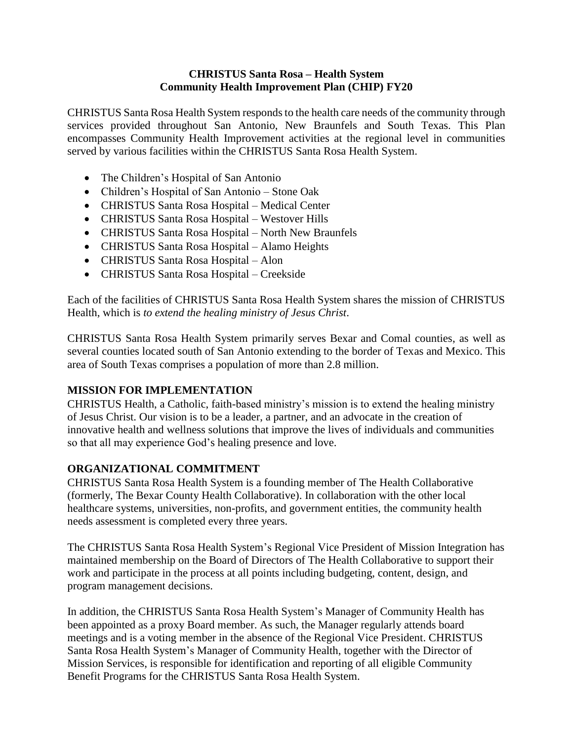# CHRISTUS Santa Rosa – Health System
# Community Health Improvement Plan (CHIP) FY20

CHRISTUS Santa Rosa Health System responds to the health care needs of the community through services provided throughout San Antonio, New Braunfels and South Texas. This Plan encompasses Community Health Improvement activities at the regional level in communities served by various facilities within the CHRISTUS Santa Rosa Health System.

- The Children's Hospital of San Antonio
- Children's Hospital of San Antonio – Stone Oak
- CHRISTUS Santa Rosa Hospital – Medical Center
- CHRISTUS Santa Rosa Hospital – Westover Hills
- CHRISTUS Santa Rosa Hospital – North New Braunfels
- CHRISTUS Santa Rosa Hospital – Alamo Heights
- CHRISTUS Santa Rosa Hospital – Alon
- CHRISTUS Santa Rosa Hospital – Creekside

Each of the facilities of CHRISTUS Santa Rosa Health System shares the mission of CHRISTUS Health, which is *to extend the healing ministry of Jesus Christ*.

CHRISTUS Santa Rosa Health System primarily serves Bexar and Comal counties, as well as several counties located south of San Antonio extending to the border of Texas and Mexico. This area of South Texas comprises a population of more than 2.8 million.

## MISSION FOR IMPLEMENTATION

CHRISTUS Health, a Catholic, faith-based ministry's mission is to extend the healing ministry of Jesus Christ. Our vision is to be a leader, a partner, and an advocate in the creation of innovative health and wellness solutions that improve the lives of individuals and communities so that all may experience God's healing presence and love.

## ORGANIZATIONAL COMMITMENT

CHRISTUS Santa Rosa Health System is a founding member of The Health Collaborative (formerly, The Bexar County Health Collaborative). In collaboration with the other local healthcare systems, universities, non-profits, and government entities, the community health needs assessment is completed every three years.

The CHRISTUS Santa Rosa Health System's Regional Vice President of Mission Integration has maintained membership on the Board of Directors of The Health Collaborative to support their work and participate in the process at all points including budgeting, content, design, and program management decisions.

In addition, the CHRISTUS Santa Rosa Health System's Manager of Community Health has been appointed as a proxy Board member. As such, the Manager regularly attends board meetings and is a voting member in the absence of the Regional Vice President. CHRISTUS Santa Rosa Health System's Manager of Community Health, together with the Director of Mission Services, is responsible for identification and reporting of all eligible Community Benefit Programs for the CHRISTUS Santa Rosa Health System.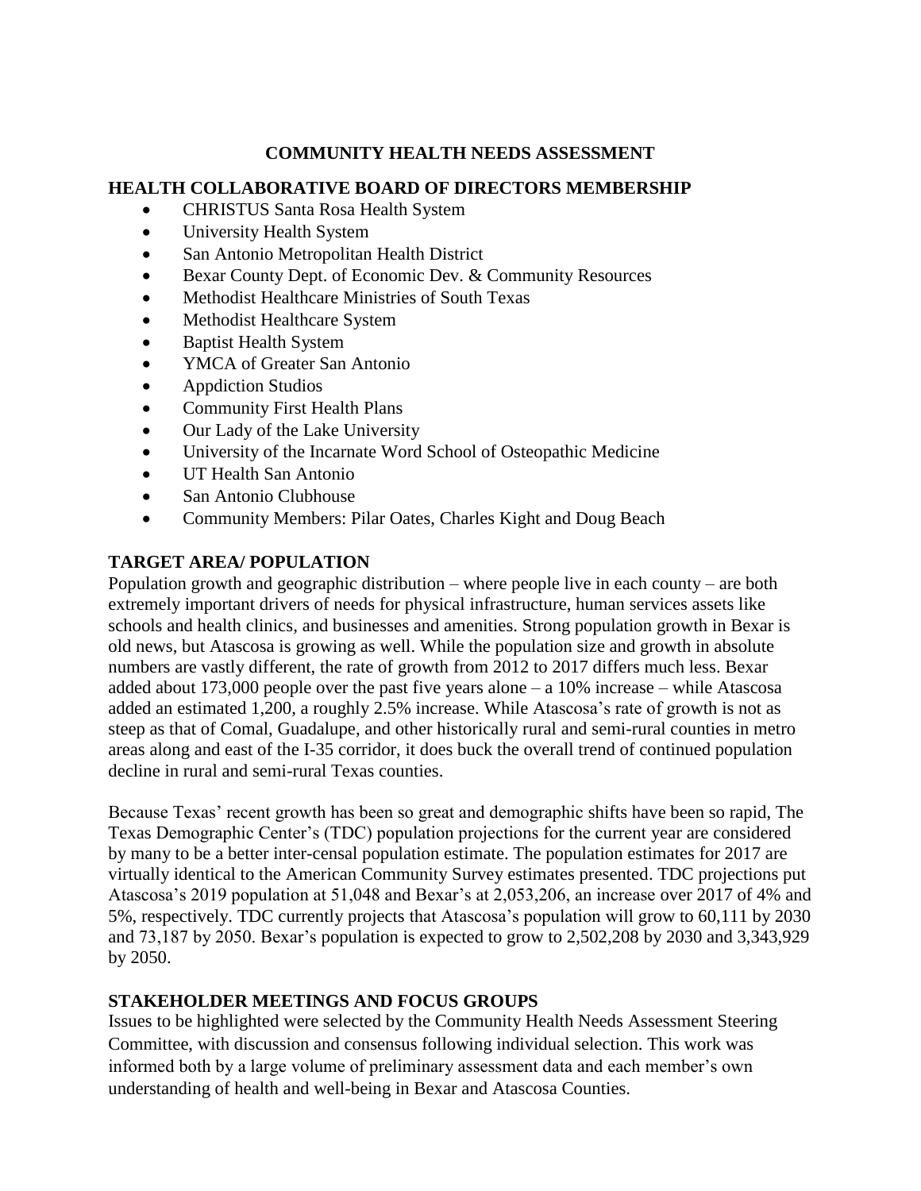## COMMUNITY HEALTH NEEDS ASSESSMENT

### HEALTH COLLABORATIVE BOARD OF DIRECTORS MEMBERSHIP

- CHRISTUS Santa Rosa Health System
- University Health System
- San Antonio Metropolitan Health District
- Bexar County Dept. of Economic Dev. & Community Resources
- Methodist Healthcare Ministries of South Texas
- Methodist Healthcare System
- Baptist Health System
- YMCA of Greater San Antonio
- Appdiction Studios
- Community First Health Plans
- Our Lady of the Lake University
- University of the Incarnate Word School of Osteopathic Medicine
- UT Health San Antonio
- San Antonio Clubhouse
- Community Members: Pilar Oates, Charles Kight and Doug Beach

### TARGET AREA/ POPULATION

Population growth and geographic distribution – where people live in each county – are both extremely important drivers of needs for physical infrastructure, human services assets like schools and health clinics, and businesses and amenities. Strong population growth in Bexar is old news, but Atascosa is growing as well. While the population size and growth in absolute numbers are vastly different, the rate of growth from 2012 to 2017 differs much less. Bexar added about 173,000 people over the past five years alone – a 10% increase – while Atascosa added an estimated 1,200, a roughly 2.5% increase. While Atascosa's rate of growth is not as steep as that of Comal, Guadalupe, and other historically rural and semi-rural counties in metro areas along and east of the I-35 corridor, it does buck the overall trend of continued population decline in rural and semi-rural Texas counties.

Because Texas' recent growth has been so great and demographic shifts have been so rapid, The Texas Demographic Center's (TDC) population projections for the current year are considered by many to be a better inter-censal population estimate. The population estimates for 2017 are virtually identical to the American Community Survey estimates presented. TDC projections put Atascosa's 2019 population at 51,048 and Bexar's at 2,053,206, an increase over 2017 of 4% and 5%, respectively. TDC currently projects that Atascosa's population will grow to 60,111 by 2030 and 73,187 by 2050. Bexar's population is expected to grow to 2,502,208 by 2030 and 3,343,929 by 2050.

### STAKEHOLDER MEETINGS AND FOCUS GROUPS

Issues to be highlighted were selected by the Community Health Needs Assessment Steering Committee, with discussion and consensus following individual selection. This work was informed both by a large volume of preliminary assessment data and each member's own understanding of health and well-being in Bexar and Atascosa Counties.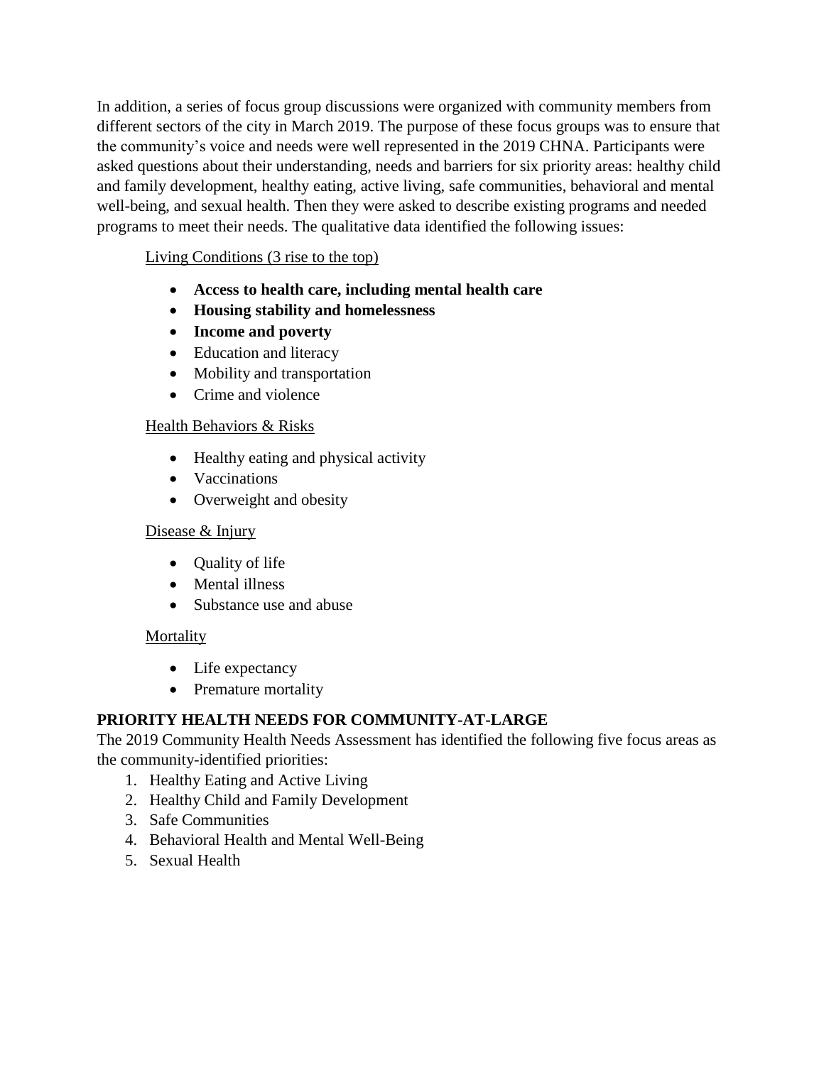In addition, a series of focus group discussions were organized with community members from different sectors of the city in March 2019. The purpose of these focus groups was to ensure that the community's voice and needs were well represented in the 2019 CHNA. Participants were asked questions about their understanding, needs and barriers for six priority areas: healthy child and family development, healthy eating, active living, safe communities, behavioral and mental well-being, and sexual health. Then they were asked to describe existing programs and needed programs to meet their needs. The qualitative data identified the following issues:

Living Conditions (3 rise to the top)

- **Access to health care, including mental health care**
- **Housing stability and homelessness**
- **Income and poverty**
- Education and literacy
- Mobility and transportation
- Crime and violence

Health Behaviors & Risks

- Healthy eating and physical activity
- Vaccinations
- Overweight and obesity

Disease & Injury

- Quality of life
- Mental illness
- Substance use and abuse

Mortality

- Life expectancy
- Premature mortality

**PRIORITY HEALTH NEEDS FOR COMMUNITY-AT-LARGE**

The 2019 Community Health Needs Assessment has identified the following five focus areas as the community-identified priorities:

1. Healthy Eating and Active Living
2. Healthy Child and Family Development
3. Safe Communities
4. Behavioral Health and Mental Well-Being
5. Sexual Health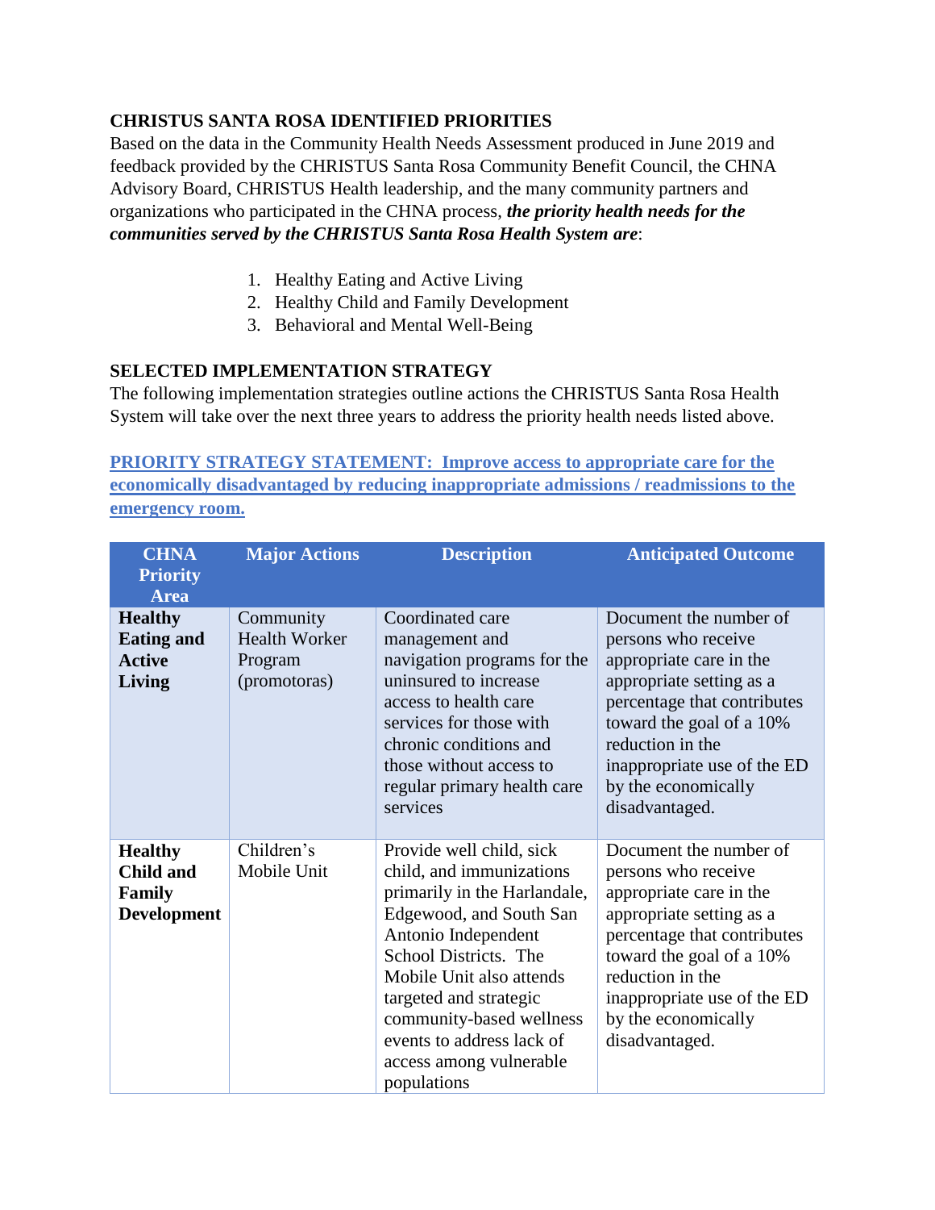## CHRISTUS SANTA ROSA IDENTIFIED PRIORITIES

Based on the data in the Community Health Needs Assessment produced in June 2019 and feedback provided by the CHRISTUS Santa Rosa Community Benefit Council, the CHNA Advisory Board, CHRISTUS Health leadership, and the many community partners and organizations who participated in the CHNA process, ***the priority health needs for the communities served by the CHRISTUS Santa Rosa Health System are***:

1. Healthy Eating and Active Living
2. Healthy Child and Family Development
3. Behavioral and Mental Well-Being

## SELECTED IMPLEMENTATION STRATEGY

The following implementation strategies outline actions the CHRISTUS Santa Rosa Health System will take over the next three years to address the priority health needs listed above.

**PRIORITY STRATEGY STATEMENT: Improve access to appropriate care for the economically disadvantaged by reducing inappropriate admissions / readmissions to the emergency room.**

| CHNA Priority Area | Major Actions | Description | Anticipated Outcome |
|---|---|---|---|
| **Healthy Eating and Active Living** | Community Health Worker Program (promotoras) | Coordinated care management and navigation programs for the uninsured to increase access to health care services for those with chronic conditions and those without access to regular primary health care services | Document the number of persons who receive appropriate care in the appropriate setting as a percentage that contributes toward the goal of a 10% reduction in the inappropriate use of the ED by the economically disadvantaged. |
| **Healthy Child and Family Development** | Children's Mobile Unit | Provide well child, sick child, and immunizations primarily in the Harlandale, Edgewood, and South San Antonio Independent School Districts. The Mobile Unit also attends targeted and strategic community-based wellness events to address lack of access among vulnerable populations | Document the number of persons who receive appropriate care in the appropriate setting as a percentage that contributes toward the goal of a 10% reduction in the inappropriate use of the ED by the economically disadvantaged. |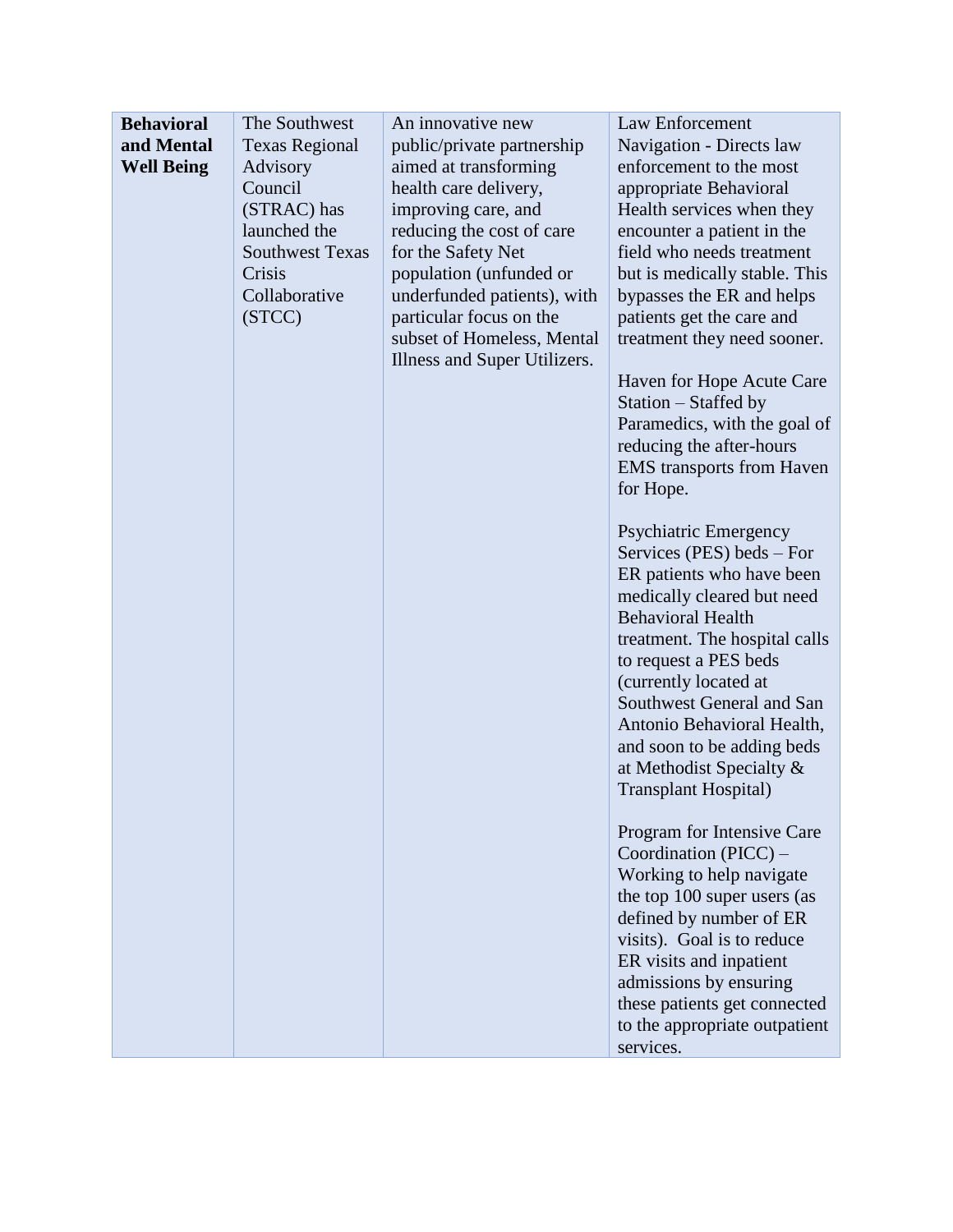| **Behavioral and Mental Well Being** | The Southwest Texas Regional Advisory Council (STRAC) has launched the Southwest Texas Crisis Collaborative (STCC) | An innovative new public/private partnership aimed at transforming health care delivery, improving care, and reducing the cost of care for the Safety Net population (unfunded or underfunded patients), with particular focus on the subset of Homeless, Mental Illness and Super Utilizers. | Law Enforcement Navigation - Directs law enforcement to the most appropriate Behavioral Health services when they encounter a patient in the field who needs treatment but is medically stable. This bypasses the ER and helps patients get the care and treatment they need sooner.<br><br>Haven for Hope Acute Care Station – Staffed by Paramedics, with the goal of reducing the after-hours EMS transports from Haven for Hope.<br><br>Psychiatric Emergency Services (PES) beds – For ER patients who have been medically cleared but need Behavioral Health treatment. The hospital calls to request a PES beds (currently located at Southwest General and San Antonio Behavioral Health, and soon to be adding beds at Methodist Specialty & Transplant Hospital)<br><br>Program for Intensive Care Coordination (PICC) – Working to help navigate the top 100 super users (as defined by number of ER visits). Goal is to reduce ER visits and inpatient admissions by ensuring these patients get connected to the appropriate outpatient services. |
|---|---|---|---|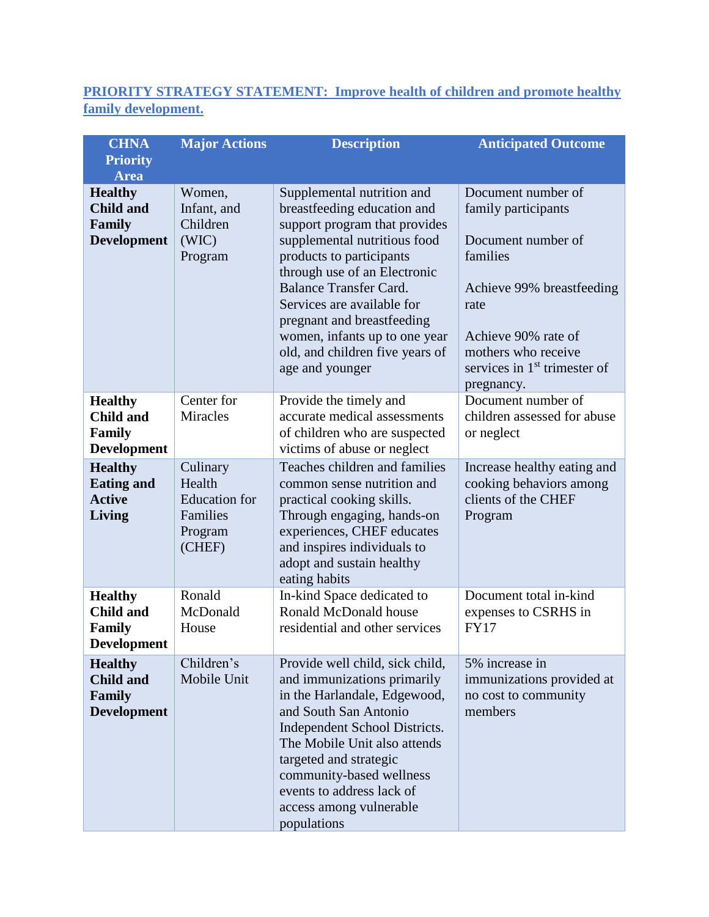**PRIORITY STRATEGY STATEMENT: Improve health of children and promote healthy family development.**

| CHNA Priority Area | Major Actions | Description | Anticipated Outcome |
|---|---|---|---|
| **Healthy Child and Family Development** | Women, Infant, and Children (WIC) Program | Supplemental nutrition and breastfeeding education and support program that provides supplemental nutritious food products to participants through use of an Electronic Balance Transfer Card. Services are available for pregnant and breastfeeding women, infants up to one year old, and children five years of age and younger | Document number of family participants<br><br>Document number of families<br><br>Achieve 99% breastfeeding rate<br><br>Achieve 90% rate of mothers who receive services in 1st trimester of pregnancy. |
| **Healthy Child and Family Development** | Center for Miracles | Provide the timely and accurate medical assessments of children who are suspected victims of abuse or neglect | Document number of children assessed for abuse or neglect |
| **Healthy Eating and Active Living** | Culinary Health Education for Families Program (CHEF) | Teaches children and families common sense nutrition and practical cooking skills. Through engaging, hands-on experiences, CHEF educates and inspires individuals to adopt and sustain healthy eating habits | Increase healthy eating and cooking behaviors among clients of the CHEF Program |
| **Healthy Child and Family Development** | Ronald McDonald House | In-kind Space dedicated to Ronald McDonald house residential and other services | Document total in-kind expenses to CSRHS in FY17 |
| **Healthy Child and Family Development** | Children's Mobile Unit | Provide well child, sick child, and immunizations primarily in the Harlandale, Edgewood, and South San Antonio Independent School Districts. The Mobile Unit also attends targeted and strategic community-based wellness events to address lack of access among vulnerable populations | 5% increase in immunizations provided at no cost to community members |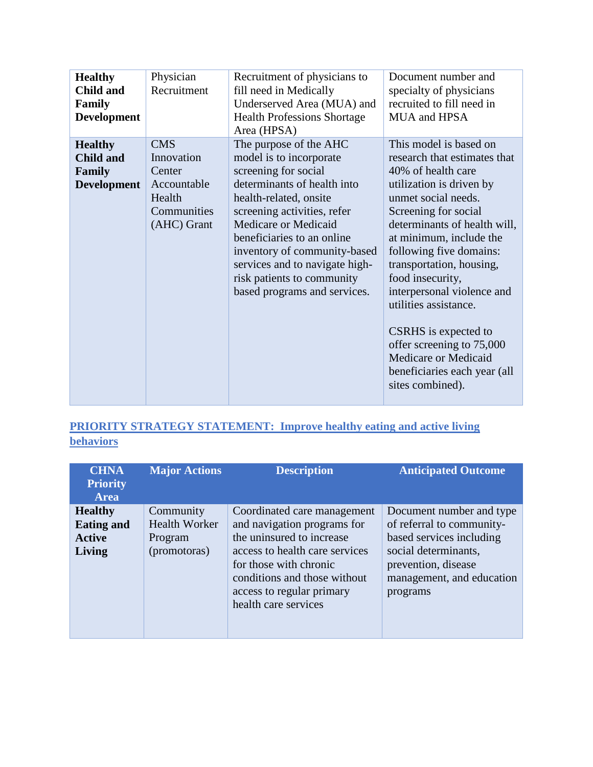| Healthy Child and Family Development | Physician Recruitment | Recruitment of physicians to fill need in Medically Underserved Area (MUA) and Health Professions Shortage Area (HPSA) | Document number and specialty of physicians recruited to fill need in MUA and HPSA |
|---|---|---|---|
| **Healthy Child and Family Development** | CMS Innovation Center Accountable Health Communities (AHC) Grant | The purpose of the AHC model is to incorporate screening for social determinants of health into health-related, onsite screening activities, refer Medicare or Medicaid beneficiaries to an online inventory of community-based services and to navigate high-risk patients to community based programs and services. | This model is based on research that estimates that 40% of health care utilization is driven by unmet social needs. Screening for social determinants of health will, at minimum, include the following five domains: transportation, housing, food insecurity, interpersonal violence and utilities assistance.<br><br>CSRHS is expected to offer screening to 75,000 Medicare or Medicaid beneficiaries each year (all sites combined). |

## PRIORITY STRATEGY STATEMENT: Improve healthy eating and active living behaviors

| CHNA Priority Area | Major Actions | Description | Anticipated Outcome |
|---|---|---|---|
| **Healthy Eating and Active Living** | Community Health Worker Program (promotoras) | Coordinated care management and navigation programs for the uninsured to increase access to health care services for those with chronic conditions and those without access to regular primary health care services | Document number and type of referral to community-based services including social determinants, prevention, disease management, and education programs |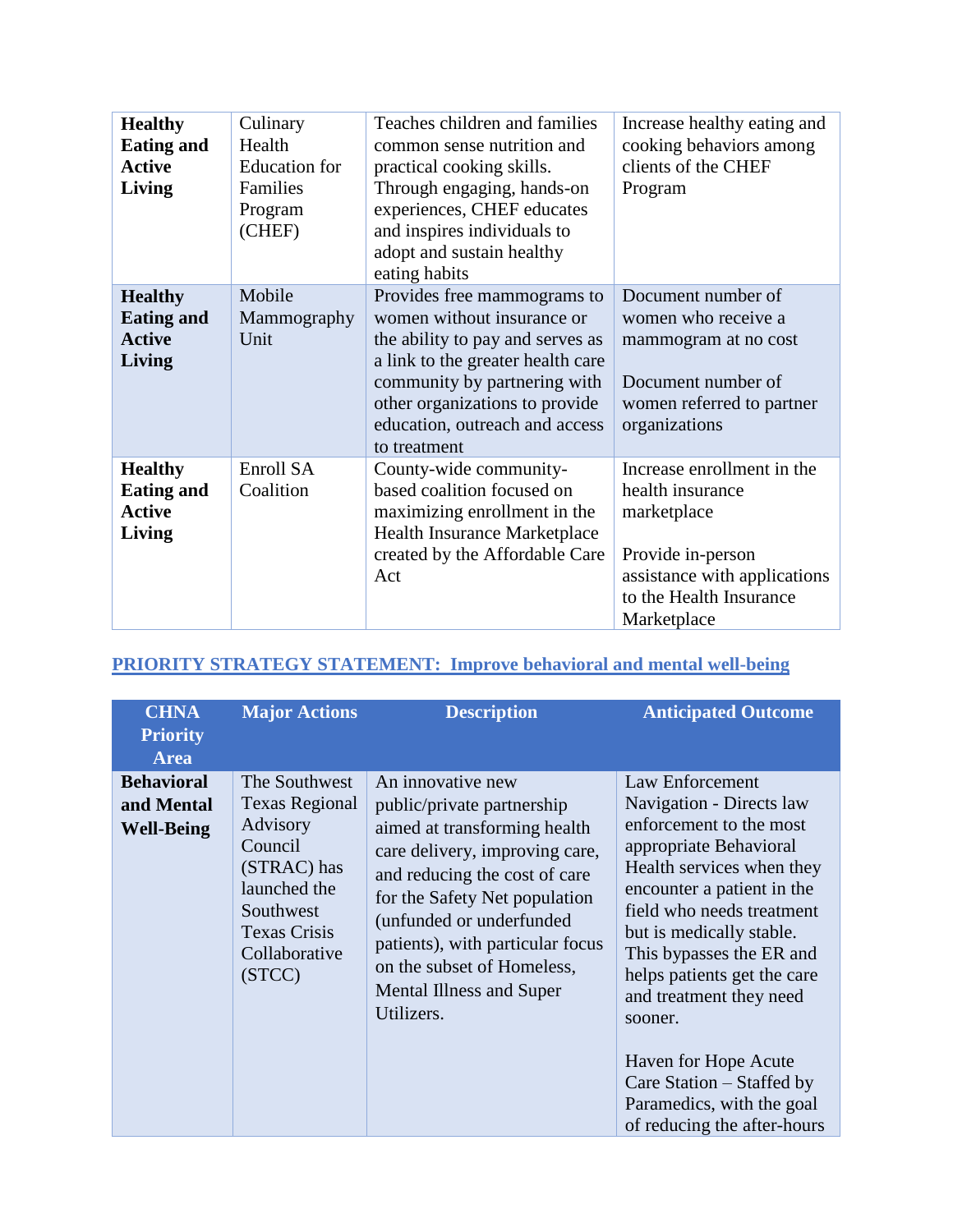| | | | |
|---|---|---|---|
| **Healthy Eating and Active Living** | Culinary Health Education for Families Program (CHEF) | Teaches children and families common sense nutrition and practical cooking skills. Through engaging, hands-on experiences, CHEF educates and inspires individuals to adopt and sustain healthy eating habits | Increase healthy eating and cooking behaviors among clients of the CHEF Program |
| **Healthy Eating and Active Living** | Mobile Mammography Unit | Provides free mammograms to women without insurance or the ability to pay and serves as a link to the greater health care community by partnering with other organizations to provide education, outreach and access to treatment | Document number of women who receive a mammogram at no cost<br><br>Document number of women referred to partner organizations |
| **Healthy Eating and Active Living** | Enroll SA Coalition | County-wide community-based coalition focused on maximizing enrollment in the Health Insurance Marketplace created by the Affordable Care Act | Increase enrollment in the health insurance marketplace<br><br>Provide in-person assistance with applications to the Health Insurance Marketplace |

## PRIORITY STRATEGY STATEMENT: Improve behavioral and mental well-being

| CHNA Priority Area | Major Actions | Description | Anticipated Outcome |
|---|---|---|---|
| **Behavioral and Mental Well-Being** | The Southwest Texas Regional Advisory Council (STRAC) has launched the Southwest Texas Crisis Collaborative (STCC) | An innovative new public/private partnership aimed at transforming health care delivery, improving care, and reducing the cost of care for the Safety Net population (unfunded or underfunded patients), with particular focus on the subset of Homeless, Mental Illness and Super Utilizers. | Law Enforcement Navigation - Directs law enforcement to the most appropriate Behavioral Health services when they encounter a patient in the field who needs treatment but is medically stable. This bypasses the ER and helps patients get the care and treatment they need sooner.<br><br>Haven for Hope Acute Care Station – Staffed by Paramedics, with the goal of reducing the after-hours |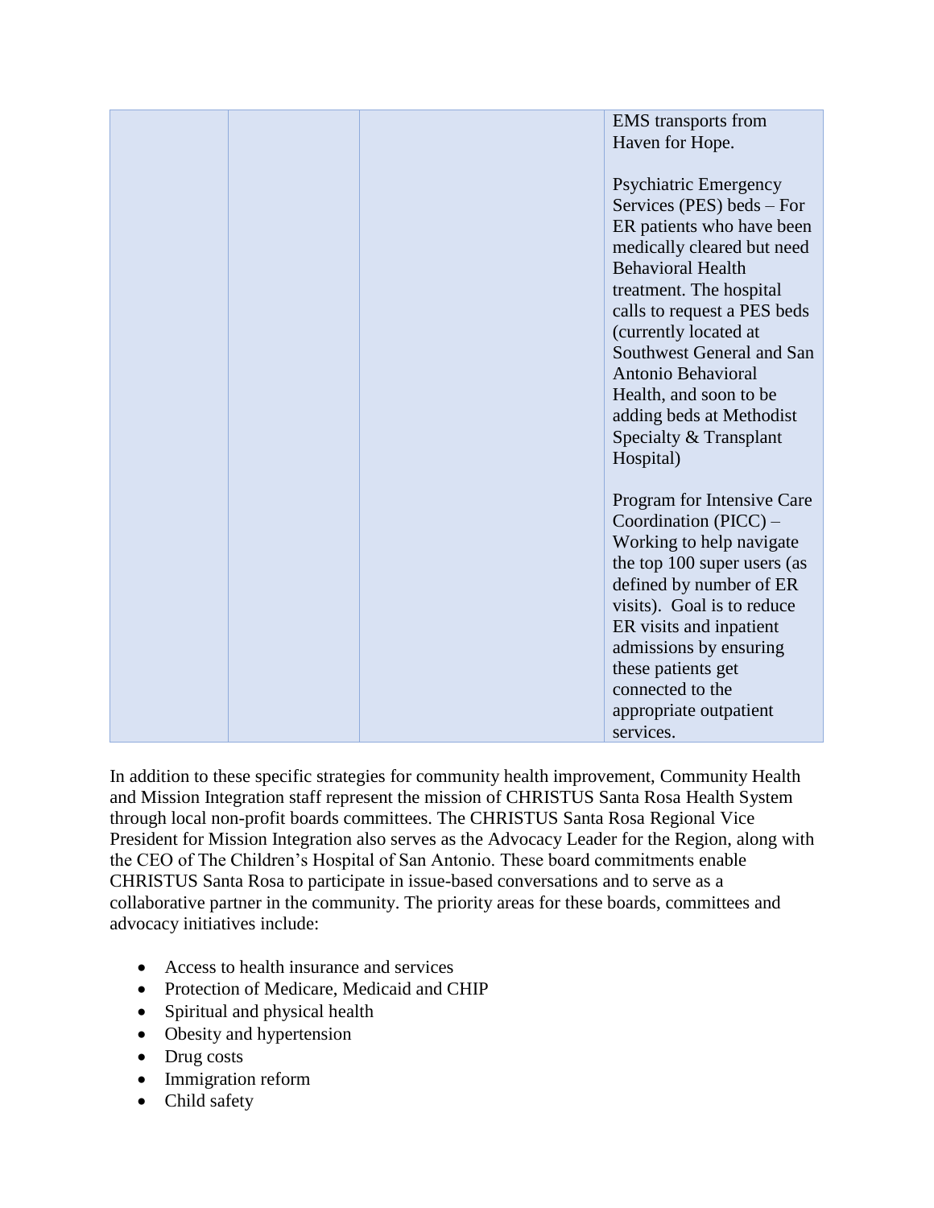| | | | EMS transports from Haven for Hope.<br><br>Psychiatric Emergency Services (PES) beds – For ER patients who have been medically cleared but need Behavioral Health treatment. The hospital calls to request a PES beds (currently located at Southwest General and San Antonio Behavioral Health, and soon to be adding beds at Methodist Specialty & Transplant Hospital)<br><br>Program for Intensive Care Coordination (PICC) – Working to help navigate the top 100 super users (as defined by number of ER visits). Goal is to reduce ER visits and inpatient admissions by ensuring these patients get connected to the appropriate outpatient services. |
|---|---|---|---|

In addition to these specific strategies for community health improvement, Community Health and Mission Integration staff represent the mission of CHRISTUS Santa Rosa Health System through local non-profit boards committees. The CHRISTUS Santa Rosa Regional Vice President for Mission Integration also serves as the Advocacy Leader for the Region, along with the CEO of The Children's Hospital of San Antonio. These board commitments enable CHRISTUS Santa Rosa to participate in issue-based conversations and to serve as a collaborative partner in the community. The priority areas for these boards, committees and advocacy initiatives include:

- Access to health insurance and services
- Protection of Medicare, Medicaid and CHIP
- Spiritual and physical health
- Obesity and hypertension
- Drug costs
- Immigration reform
- Child safety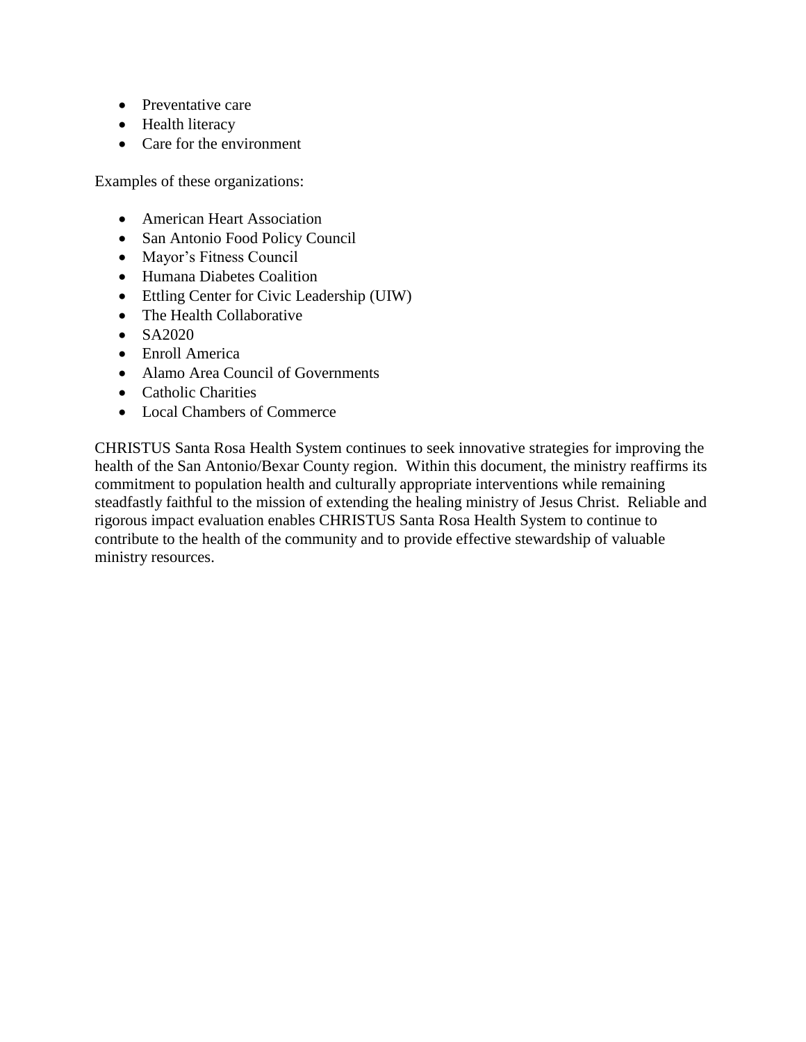- Preventative care
- Health literacy
- Care for the environment

Examples of these organizations:

- American Heart Association
- San Antonio Food Policy Council
- Mayor's Fitness Council
- Humana Diabetes Coalition
- Ettling Center for Civic Leadership (UIW)
- The Health Collaborative
- SA2020
- Enroll America
- Alamo Area Council of Governments
- Catholic Charities
- Local Chambers of Commerce

CHRISTUS Santa Rosa Health System continues to seek innovative strategies for improving the health of the San Antonio/Bexar County region. Within this document, the ministry reaffirms its commitment to population health and culturally appropriate interventions while remaining steadfastly faithful to the mission of extending the healing ministry of Jesus Christ. Reliable and rigorous impact evaluation enables CHRISTUS Santa Rosa Health System to continue to contribute to the health of the community and to provide effective stewardship of valuable ministry resources.